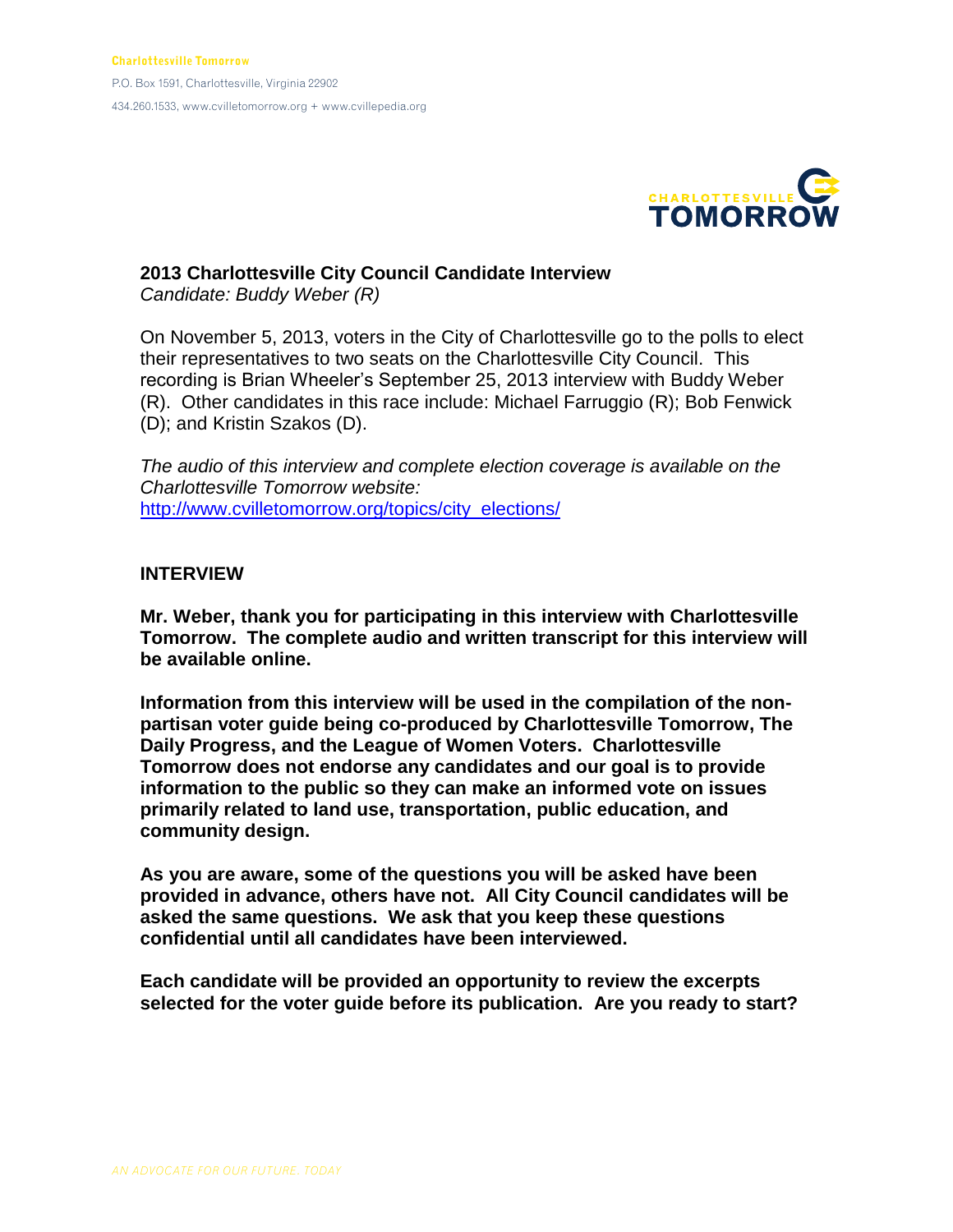Charlottesville Tomorrow

P.O. Box 1591, Charlottesville, Virginia 22902

434.260.1533, www.cvilletomorrow.org + www.cvillepedia.org

## 2013 Charlottesville City Council Candidate Interview

*Candidate: Buddy Weber (R)*

On November 5, 2013, voters in the City of Charlottesville go to the polls to elect their representatives to two seats on the Charlottesville City Council. This recording is Brian Wheeler's September 25, 2013 interview with Buddy Weber (R). Other candidates in this race include: Michael Farruggio (R); Bob Fenwick (D); and Kristin Szakos (D).

*The audio of this interview and complete election coverage is available on the Charlottesville Tomorrow website:*
http://www.cvilletomorrow.org/topics/city_elections/

### INTERVIEW

**Mr. Weber, thank you for participating in this interview with Charlottesville Tomorrow. The complete audio and written transcript for this interview will be available online.**

**Information from this interview will be used in the compilation of the non-partisan voter guide being co-produced by Charlottesville Tomorrow, The Daily Progress, and the League of Women Voters. Charlottesville Tomorrow does not endorse any candidates and our goal is to provide information to the public so they can make an informed vote on issues primarily related to land use, transportation, public education, and community design.**

**As you are aware, some of the questions you will be asked have been provided in advance, others have not. All City Council candidates will be asked the same questions. We ask that you keep these questions confidential until all candidates have been interviewed.**

**Each candidate will be provided an opportunity to review the excerpts selected for the voter guide before its publication. Are you ready to start?**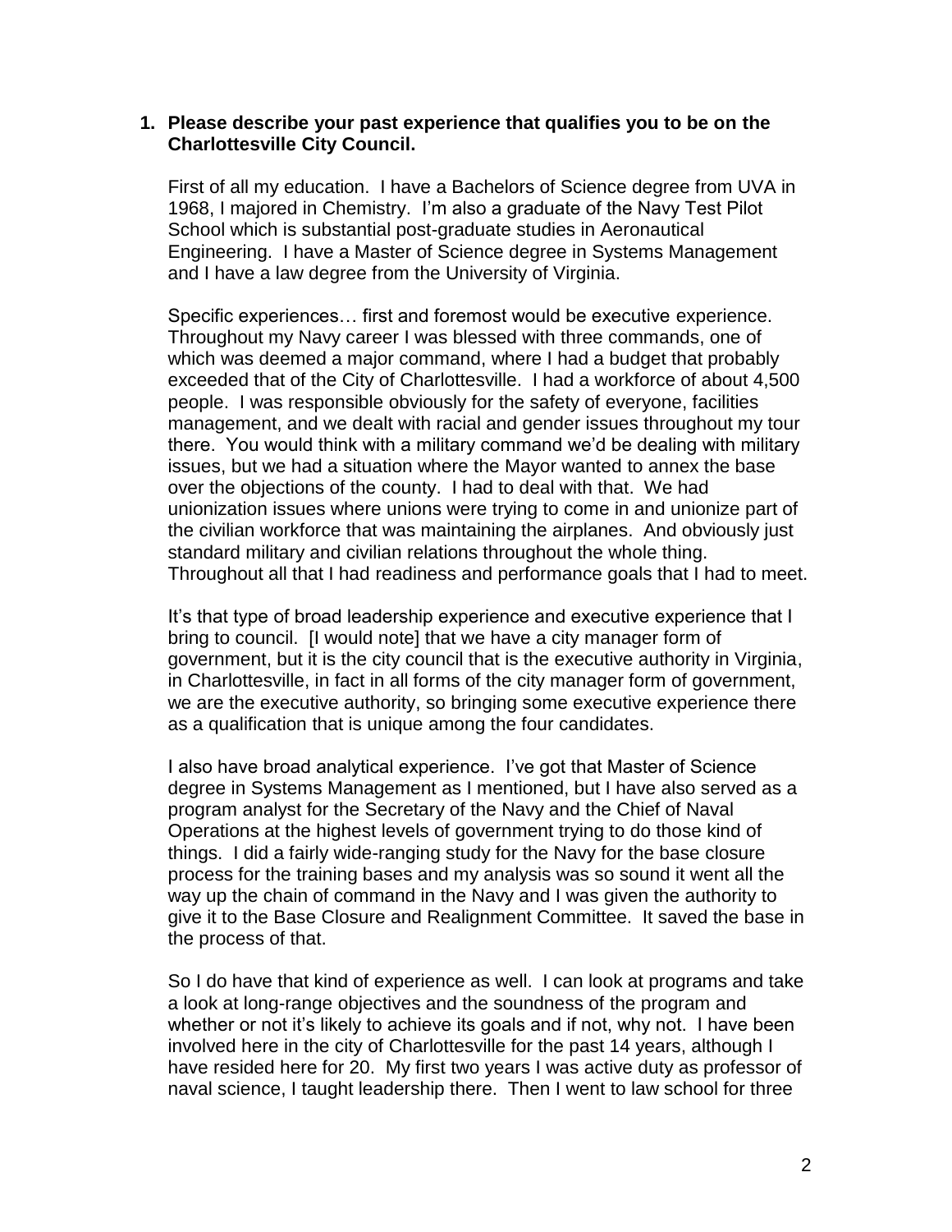1. **Please describe your past experience that qualifies you to be on the Charlottesville City Council.**

   First of all my education. I have a Bachelors of Science degree from UVA in 1968, I majored in Chemistry. I'm also a graduate of the Navy Test Pilot School which is substantial post-graduate studies in Aeronautical Engineering. I have a Master of Science degree in Systems Management and I have a law degree from the University of Virginia.

   Specific experiences… first and foremost would be executive experience. Throughout my Navy career I was blessed with three commands, one of which was deemed a major command, where I had a budget that probably exceeded that of the City of Charlottesville. I had a workforce of about 4,500 people. I was responsible obviously for the safety of everyone, facilities management, and we dealt with racial and gender issues throughout my tour there. You would think with a military command we'd be dealing with military issues, but we had a situation where the Mayor wanted to annex the base over the objections of the county. I had to deal with that. We had unionization issues where unions were trying to come in and unionize part of the civilian workforce that was maintaining the airplanes. And obviously just standard military and civilian relations throughout the whole thing. Throughout all that I had readiness and performance goals that I had to meet.

   It's that type of broad leadership experience and executive experience that I bring to council. [I would note] that we have a city manager form of government, but it is the city council that is the executive authority in Virginia, in Charlottesville, in fact in all forms of the city manager form of government, we are the executive authority, so bringing some executive experience there as a qualification that is unique among the four candidates.

   I also have broad analytical experience. I've got that Master of Science degree in Systems Management as I mentioned, but I have also served as a program analyst for the Secretary of the Navy and the Chief of Naval Operations at the highest levels of government trying to do those kind of things. I did a fairly wide-ranging study for the Navy for the base closure process for the training bases and my analysis was so sound it went all the way up the chain of command in the Navy and I was given the authority to give it to the Base Closure and Realignment Committee. It saved the base in the process of that.

   So I do have that kind of experience as well. I can look at programs and take a look at long-range objectives and the soundness of the program and whether or not it's likely to achieve its goals and if not, why not. I have been involved here in the city of Charlottesville for the past 14 years, although I have resided here for 20. My first two years I was active duty as professor of naval science, I taught leadership there. Then I went to law school for three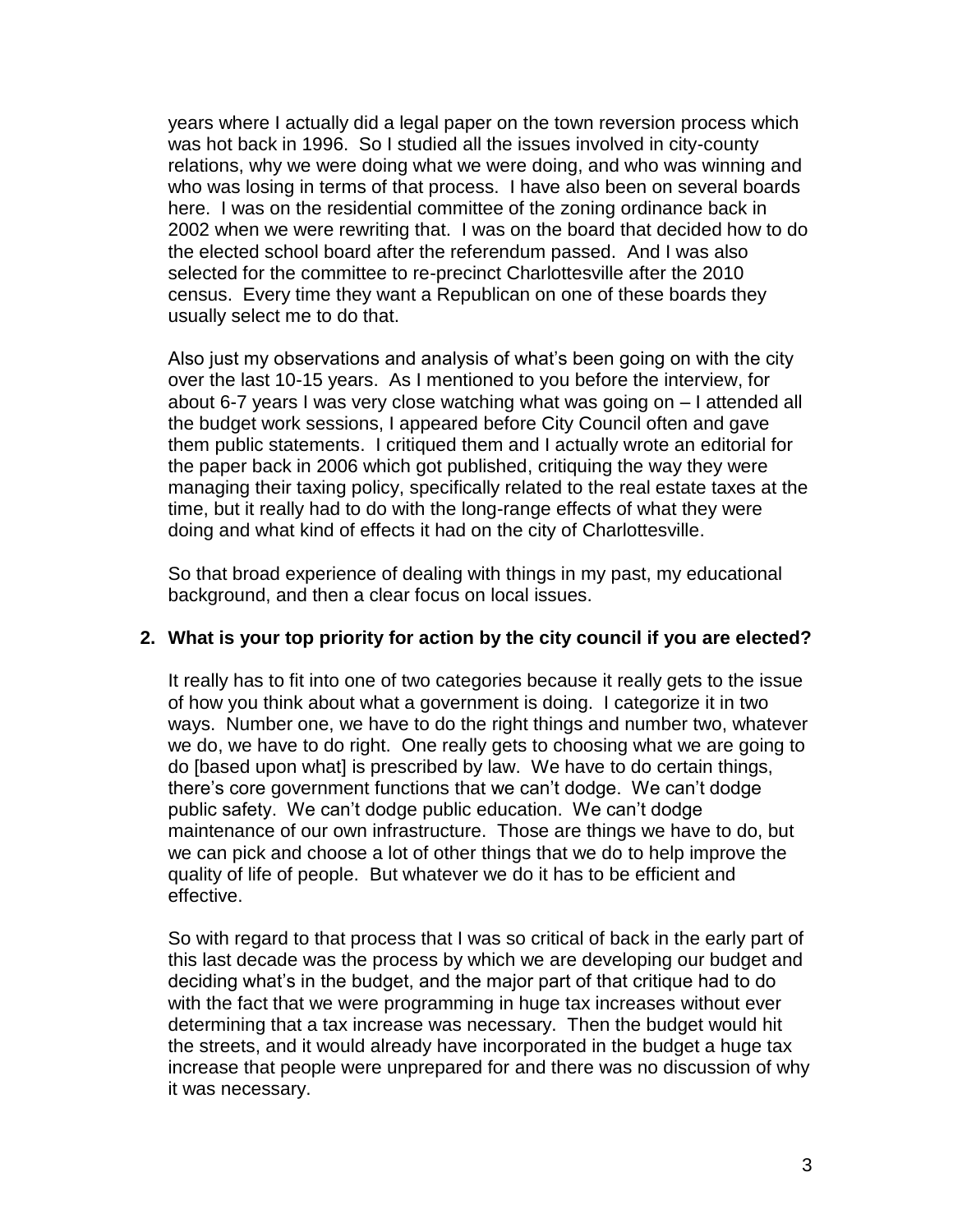years where I actually did a legal paper on the town reversion process which was hot back in 1996. So I studied all the issues involved in city-county relations, why we were doing what we were doing, and who was winning and who was losing in terms of that process. I have also been on several boards here. I was on the residential committee of the zoning ordinance back in 2002 when we were rewriting that. I was on the board that decided how to do the elected school board after the referendum passed. And I was also selected for the committee to re-precinct Charlottesville after the 2010 census. Every time they want a Republican on one of these boards they usually select me to do that.

Also just my observations and analysis of what's been going on with the city over the last 10-15 years. As I mentioned to you before the interview, for about 6-7 years I was very close watching what was going on – I attended all the budget work sessions, I appeared before City Council often and gave them public statements. I critiqued them and I actually wrote an editorial for the paper back in 2006 which got published, critiquing the way they were managing their taxing policy, specifically related to the real estate taxes at the time, but it really had to do with the long-range effects of what they were doing and what kind of effects it had on the city of Charlottesville.

So that broad experience of dealing with things in my past, my educational background, and then a clear focus on local issues.

**2. What is your top priority for action by the city council if you are elected?**

It really has to fit into one of two categories because it really gets to the issue of how you think about what a government is doing. I categorize it in two ways. Number one, we have to do the right things and number two, whatever we do, we have to do right. One really gets to choosing what we are going to do [based upon what] is prescribed by law. We have to do certain things, there's core government functions that we can't dodge. We can't dodge public safety. We can't dodge public education. We can't dodge maintenance of our own infrastructure. Those are things we have to do, but we can pick and choose a lot of other things that we do to help improve the quality of life of people. But whatever we do it has to be efficient and effective.

So with regard to that process that I was so critical of back in the early part of this last decade was the process by which we are developing our budget and deciding what's in the budget, and the major part of that critique had to do with the fact that we were programming in huge tax increases without ever determining that a tax increase was necessary. Then the budget would hit the streets, and it would already have incorporated in the budget a huge tax increase that people were unprepared for and there was no discussion of why it was necessary.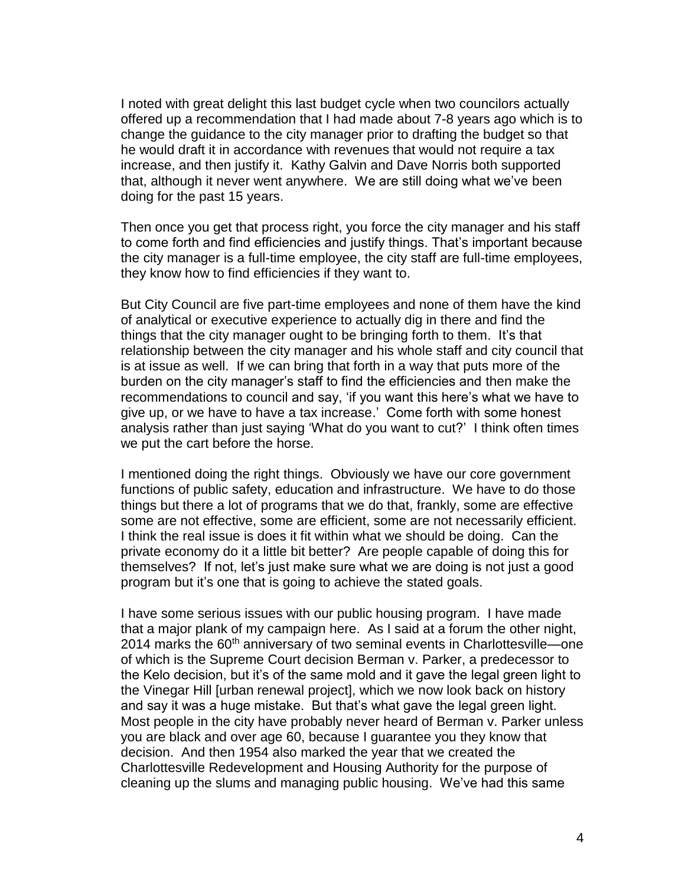I noted with great delight this last budget cycle when two councilors actually offered up a recommendation that I had made about 7-8 years ago which is to change the guidance to the city manager prior to drafting the budget so that he would draft it in accordance with revenues that would not require a tax increase, and then justify it. Kathy Galvin and Dave Norris both supported that, although it never went anywhere. We are still doing what we've been doing for the past 15 years.

Then once you get that process right, you force the city manager and his staff to come forth and find efficiencies and justify things. That's important because the city manager is a full-time employee, the city staff are full-time employees, they know how to find efficiencies if they want to.

But City Council are five part-time employees and none of them have the kind of analytical or executive experience to actually dig in there and find the things that the city manager ought to be bringing forth to them. It's that relationship between the city manager and his whole staff and city council that is at issue as well. If we can bring that forth in a way that puts more of the burden on the city manager's staff to find the efficiencies and then make the recommendations to council and say, 'if you want this here's what we have to give up, or we have to have a tax increase.' Come forth with some honest analysis rather than just saying 'What do you want to cut?' I think often times we put the cart before the horse.

I mentioned doing the right things. Obviously we have our core government functions of public safety, education and infrastructure. We have to do those things but there a lot of programs that we do that, frankly, some are effective some are not effective, some are efficient, some are not necessarily efficient. I think the real issue is does it fit within what we should be doing. Can the private economy do it a little bit better? Are people capable of doing this for themselves? If not, let's just make sure what we are doing is not just a good program but it's one that is going to achieve the stated goals.

I have some serious issues with our public housing program. I have made that a major plank of my campaign here. As I said at a forum the other night, 2014 marks the 60th anniversary of two seminal events in Charlottesville—one of which is the Supreme Court decision Berman v. Parker, a predecessor to the Kelo decision, but it's of the same mold and it gave the legal green light to the Vinegar Hill [urban renewal project], which we now look back on history and say it was a huge mistake. But that's what gave the legal green light. Most people in the city have probably never heard of Berman v. Parker unless you are black and over age 60, because I guarantee you they know that decision. And then 1954 also marked the year that we created the Charlottesville Redevelopment and Housing Authority for the purpose of cleaning up the slums and managing public housing. We've had this same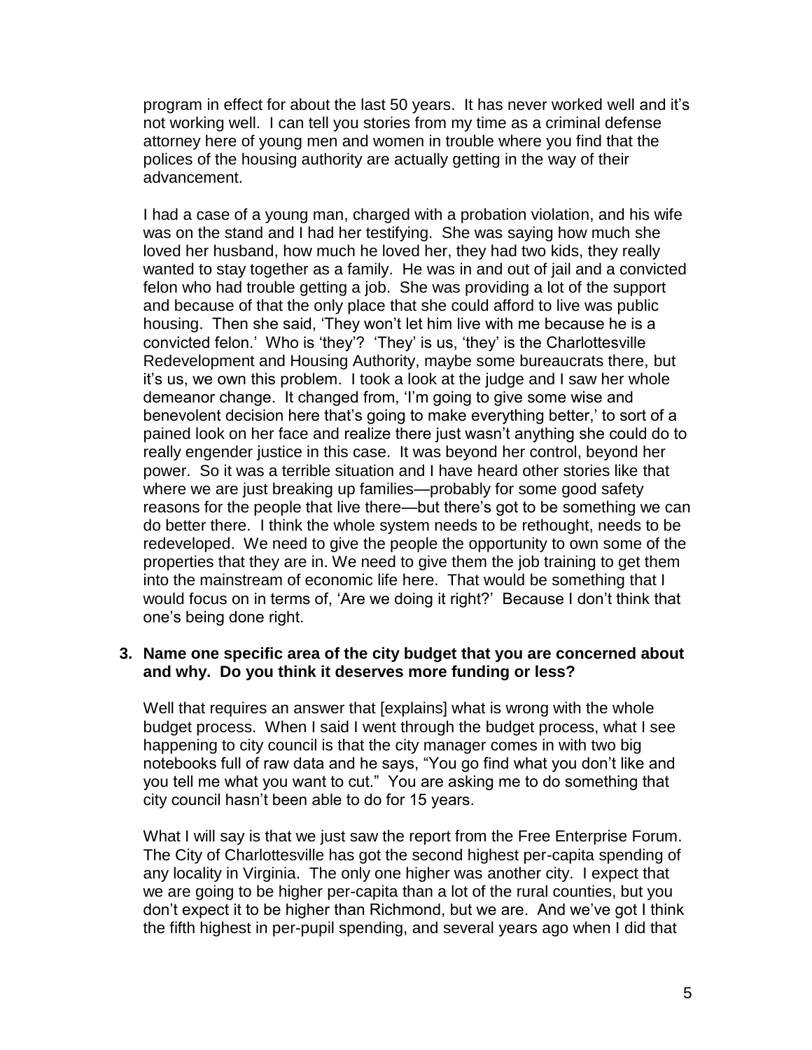program in effect for about the last 50 years. It has never worked well and it's not working well. I can tell you stories from my time as a criminal defense attorney here of young men and women in trouble where you find that the polices of the housing authority are actually getting in the way of their advancement.

I had a case of a young man, charged with a probation violation, and his wife was on the stand and I had her testifying. She was saying how much she loved her husband, how much he loved her, they had two kids, they really wanted to stay together as a family. He was in and out of jail and a convicted felon who had trouble getting a job. She was providing a lot of the support and because of that the only place that she could afford to live was public housing. Then she said, 'They won't let him live with me because he is a convicted felon.' Who is 'they'? 'They' is us, 'they' is the Charlottesville Redevelopment and Housing Authority, maybe some bureaucrats there, but it's us, we own this problem. I took a look at the judge and I saw her whole demeanor change. It changed from, 'I'm going to give some wise and benevolent decision here that's going to make everything better,' to sort of a pained look on her face and realize there just wasn't anything she could do to really engender justice in this case. It was beyond her control, beyond her power. So it was a terrible situation and I have heard other stories like that where we are just breaking up families—probably for some good safety reasons for the people that live there—but there's got to be something we can do better there. I think the whole system needs to be rethought, needs to be redeveloped. We need to give the people the opportunity to own some of the properties that they are in. We need to give them the job training to get them into the mainstream of economic life here. That would be something that I would focus on in terms of, 'Are we doing it right?' Because I don't think that one's being done right.

**3. Name one specific area of the city budget that you are concerned about and why. Do you think it deserves more funding or less?**

Well that requires an answer that [explains] what is wrong with the whole budget process. When I said I went through the budget process, what I see happening to city council is that the city manager comes in with two big notebooks full of raw data and he says, "You go find what you don't like and you tell me what you want to cut." You are asking me to do something that city council hasn't been able to do for 15 years.

What I will say is that we just saw the report from the Free Enterprise Forum. The City of Charlottesville has got the second highest per-capita spending of any locality in Virginia. The only one higher was another city. I expect that we are going to be higher per-capita than a lot of the rural counties, but you don't expect it to be higher than Richmond, but we are. And we've got I think the fifth highest in per-pupil spending, and several years ago when I did that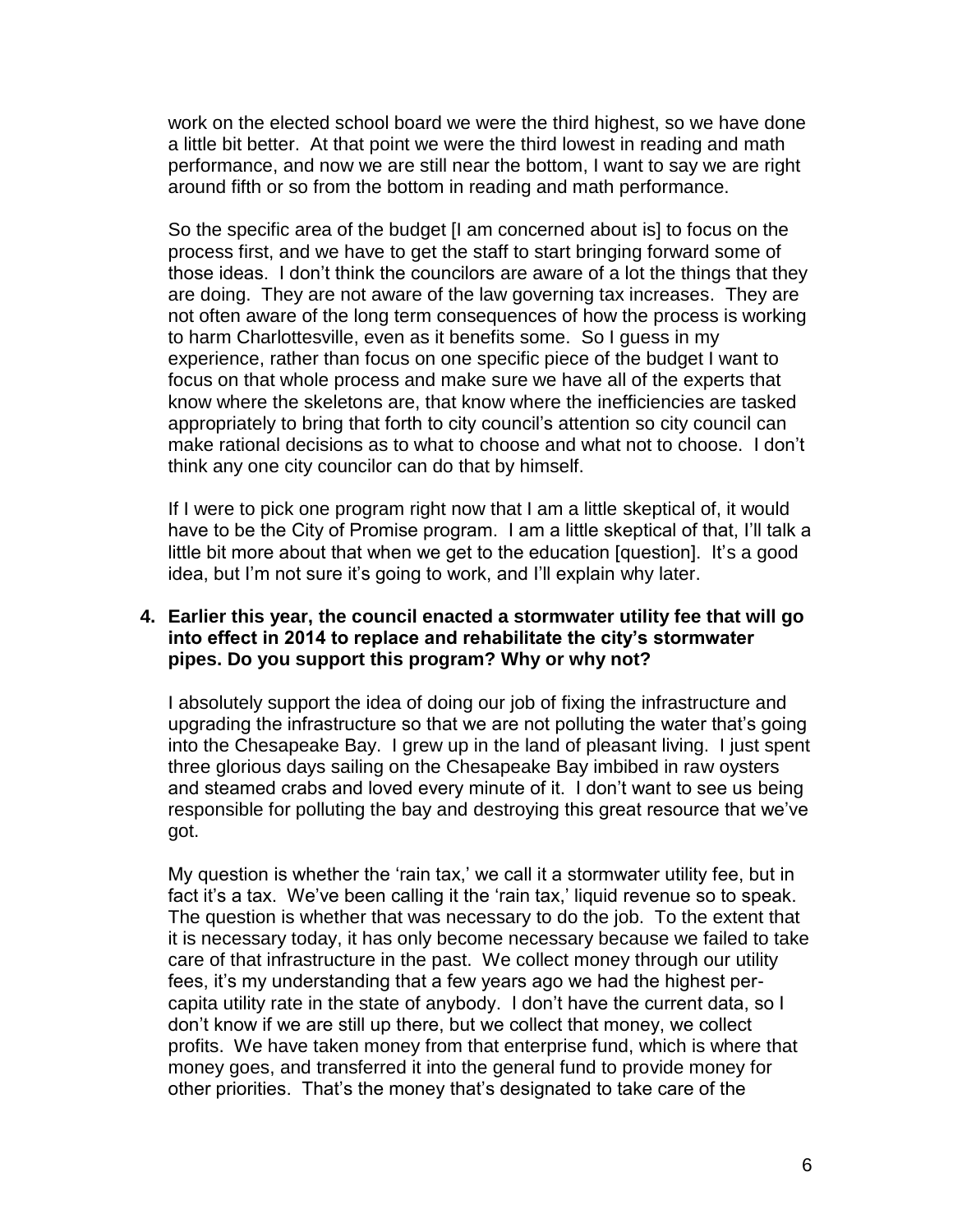work on the elected school board we were the third highest, so we have done a little bit better. At that point we were the third lowest in reading and math performance, and now we are still near the bottom, I want to say we are right around fifth or so from the bottom in reading and math performance.

So the specific area of the budget [I am concerned about is] to focus on the process first, and we have to get the staff to start bringing forward some of those ideas. I don't think the councilors are aware of a lot the things that they are doing. They are not aware of the law governing tax increases. They are not often aware of the long term consequences of how the process is working to harm Charlottesville, even as it benefits some. So I guess in my experience, rather than focus on one specific piece of the budget I want to focus on that whole process and make sure we have all of the experts that know where the skeletons are, that know where the inefficiencies are tasked appropriately to bring that forth to city council's attention so city council can make rational decisions as to what to choose and what not to choose. I don't think any one city councilor can do that by himself.

If I were to pick one program right now that I am a little skeptical of, it would have to be the City of Promise program. I am a little skeptical of that, I'll talk a little bit more about that when we get to the education [question]. It's a good idea, but I'm not sure it's going to work, and I'll explain why later.

**4. Earlier this year, the council enacted a stormwater utility fee that will go into effect in 2014 to replace and rehabilitate the city's stormwater pipes. Do you support this program? Why or why not?**

I absolutely support the idea of doing our job of fixing the infrastructure and upgrading the infrastructure so that we are not polluting the water that's going into the Chesapeake Bay. I grew up in the land of pleasant living. I just spent three glorious days sailing on the Chesapeake Bay imbibed in raw oysters and steamed crabs and loved every minute of it. I don't want to see us being responsible for polluting the bay and destroying this great resource that we've got.

My question is whether the 'rain tax,' we call it a stormwater utility fee, but in fact it's a tax. We've been calling it the 'rain tax,' liquid revenue so to speak. The question is whether that was necessary to do the job. To the extent that it is necessary today, it has only become necessary because we failed to take care of that infrastructure in the past. We collect money through our utility fees, it's my understanding that a few years ago we had the highest per-capita utility rate in the state of anybody. I don't have the current data, so I don't know if we are still up there, but we collect that money, we collect profits. We have taken money from that enterprise fund, which is where that money goes, and transferred it into the general fund to provide money for other priorities. That's the money that's designated to take care of the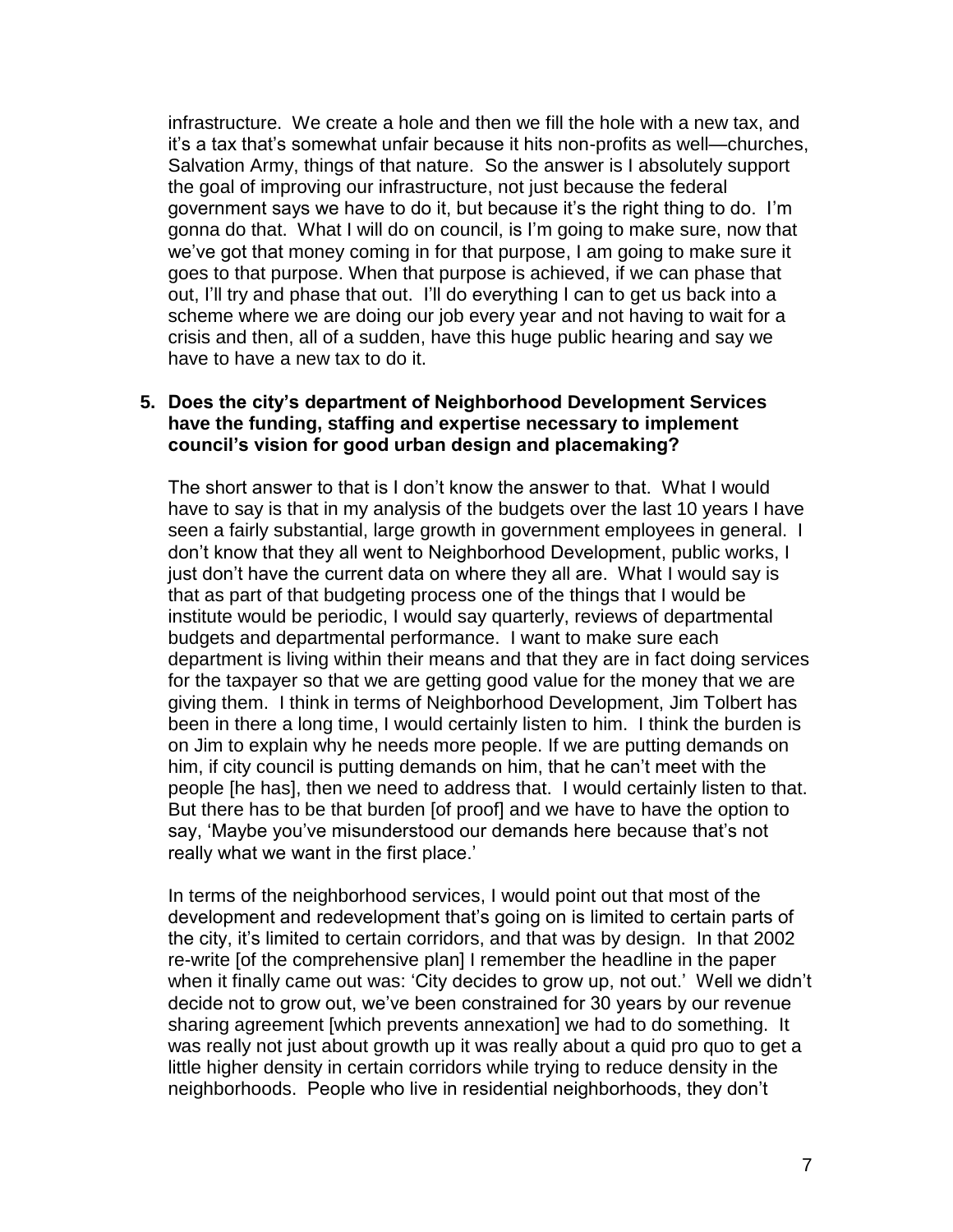infrastructure. We create a hole and then we fill the hole with a new tax, and it's a tax that's somewhat unfair because it hits non-profits as well—churches, Salvation Army, things of that nature. So the answer is I absolutely support the goal of improving our infrastructure, not just because the federal government says we have to do it, but because it's the right thing to do. I'm gonna do that. What I will do on council, is I'm going to make sure, now that we've got that money coming in for that purpose, I am going to make sure it goes to that purpose. When that purpose is achieved, if we can phase that out, I'll try and phase that out. I'll do everything I can to get us back into a scheme where we are doing our job every year and not having to wait for a crisis and then, all of a sudden, have this huge public hearing and say we have to have a new tax to do it.

**5. Does the city's department of Neighborhood Development Services have the funding, staffing and expertise necessary to implement council's vision for good urban design and placemaking?**

The short answer to that is I don't know the answer to that. What I would have to say is that in my analysis of the budgets over the last 10 years I have seen a fairly substantial, large growth in government employees in general. I don't know that they all went to Neighborhood Development, public works, I just don't have the current data on where they all are. What I would say is that as part of that budgeting process one of the things that I would be institute would be periodic, I would say quarterly, reviews of departmental budgets and departmental performance. I want to make sure each department is living within their means and that they are in fact doing services for the taxpayer so that we are getting good value for the money that we are giving them. I think in terms of Neighborhood Development, Jim Tolbert has been in there a long time, I would certainly listen to him. I think the burden is on Jim to explain why he needs more people. If we are putting demands on him, if city council is putting demands on him, that he can't meet with the people [he has], then we need to address that. I would certainly listen to that. But there has to be that burden [of proof] and we have to have the option to say, 'Maybe you've misunderstood our demands here because that's not really what we want in the first place.'

In terms of the neighborhood services, I would point out that most of the development and redevelopment that's going on is limited to certain parts of the city, it's limited to certain corridors, and that was by design. In that 2002 re-write [of the comprehensive plan] I remember the headline in the paper when it finally came out was: 'City decides to grow up, not out.' Well we didn't decide not to grow out, we've been constrained for 30 years by our revenue sharing agreement [which prevents annexation] we had to do something. It was really not just about growth up it was really about a quid pro quo to get a little higher density in certain corridors while trying to reduce density in the neighborhoods. People who live in residential neighborhoods, they don't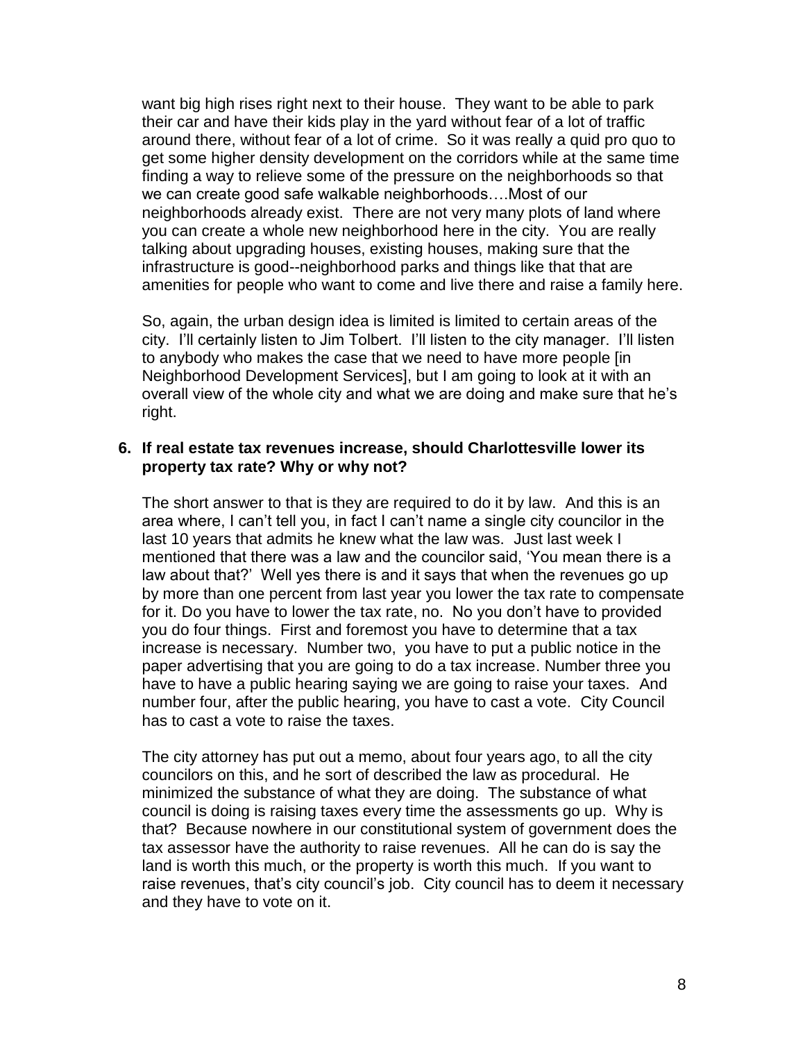want big high rises right next to their house. They want to be able to park their car and have their kids play in the yard without fear of a lot of traffic around there, without fear of a lot of crime. So it was really a quid pro quo to get some higher density development on the corridors while at the same time finding a way to relieve some of the pressure on the neighborhoods so that we can create good safe walkable neighborhoods….Most of our neighborhoods already exist. There are not very many plots of land where you can create a whole new neighborhood here in the city. You are really talking about upgrading houses, existing houses, making sure that the infrastructure is good--neighborhood parks and things like that that are amenities for people who want to come and live there and raise a family here.

So, again, the urban design idea is limited is limited to certain areas of the city. I'll certainly listen to Jim Tolbert. I'll listen to the city manager. I'll listen to anybody who makes the case that we need to have more people [in Neighborhood Development Services], but I am going to look at it with an overall view of the whole city and what we are doing and make sure that he's right.

**6. If real estate tax revenues increase, should Charlottesville lower its property tax rate? Why or why not?**

The short answer to that is they are required to do it by law. And this is an area where, I can't tell you, in fact I can't name a single city councilor in the last 10 years that admits he knew what the law was. Just last week I mentioned that there was a law and the councilor said, 'You mean there is a law about that?' Well yes there is and it says that when the revenues go up by more than one percent from last year you lower the tax rate to compensate for it. Do you have to lower the tax rate, no. No you don't have to provided you do four things. First and foremost you have to determine that a tax increase is necessary. Number two, you have to put a public notice in the paper advertising that you are going to do a tax increase. Number three you have to have a public hearing saying we are going to raise your taxes. And number four, after the public hearing, you have to cast a vote. City Council has to cast a vote to raise the taxes.

The city attorney has put out a memo, about four years ago, to all the city councilors on this, and he sort of described the law as procedural. He minimized the substance of what they are doing. The substance of what council is doing is raising taxes every time the assessments go up. Why is that? Because nowhere in our constitutional system of government does the tax assessor have the authority to raise revenues. All he can do is say the land is worth this much, or the property is worth this much. If you want to raise revenues, that's city council's job. City council has to deem it necessary and they have to vote on it.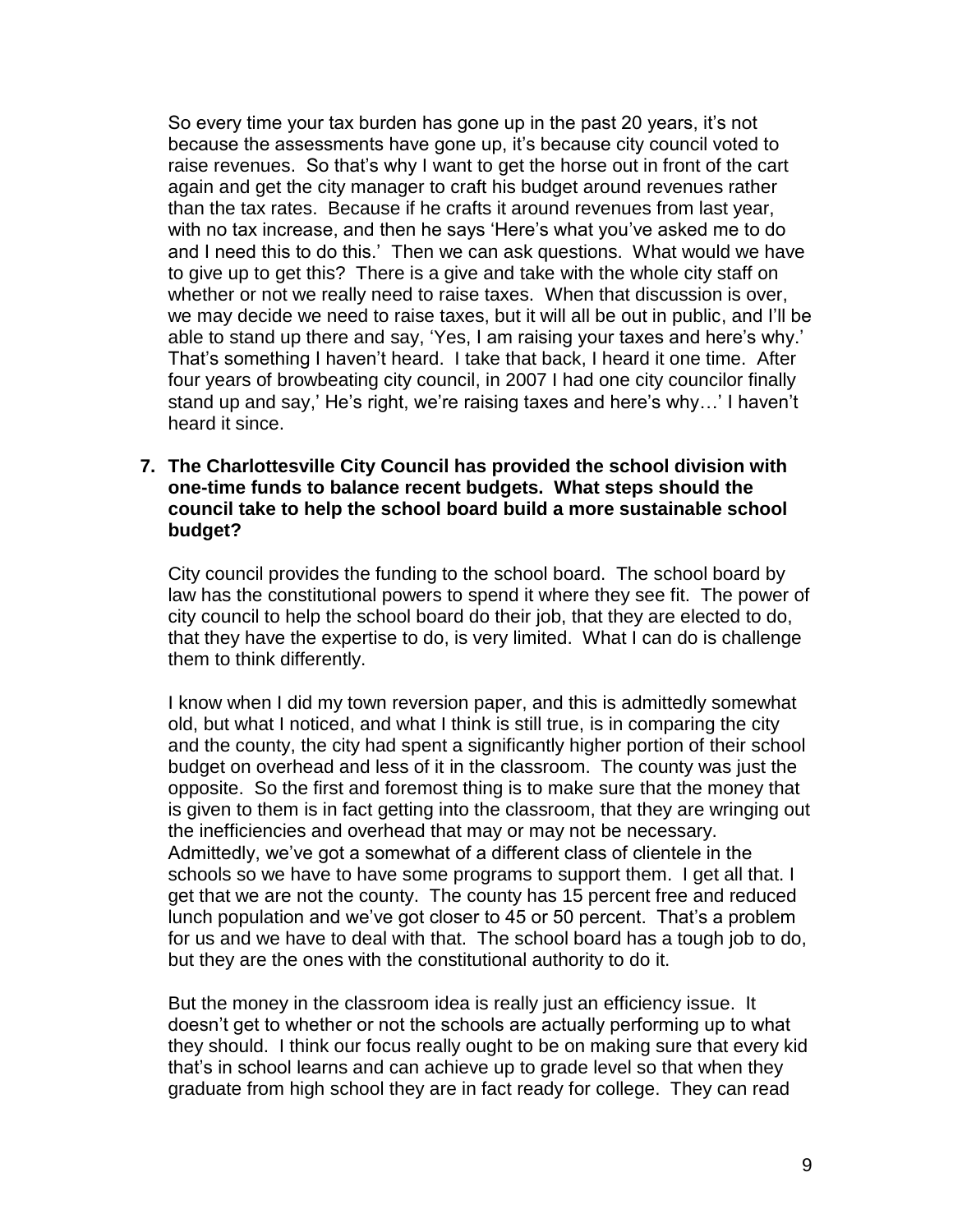So every time your tax burden has gone up in the past 20 years, it's not because the assessments have gone up, it's because city council voted to raise revenues. So that's why I want to get the horse out in front of the cart again and get the city manager to craft his budget around revenues rather than the tax rates. Because if he crafts it around revenues from last year, with no tax increase, and then he says 'Here's what you've asked me to do and I need this to do this.' Then we can ask questions. What would we have to give up to get this? There is a give and take with the whole city staff on whether or not we really need to raise taxes. When that discussion is over, we may decide we need to raise taxes, but it will all be out in public, and I'll be able to stand up there and say, 'Yes, I am raising your taxes and here's why.' That's something I haven't heard. I take that back, I heard it one time. After four years of browbeating city council, in 2007 I had one city councilor finally stand up and say,' He's right, we're raising taxes and here's why…' I haven't heard it since.

**7. The Charlottesville City Council has provided the school division with one-time funds to balance recent budgets. What steps should the council take to help the school board build a more sustainable school budget?**

City council provides the funding to the school board. The school board by law has the constitutional powers to spend it where they see fit. The power of city council to help the school board do their job, that they are elected to do, that they have the expertise to do, is very limited. What I can do is challenge them to think differently.

I know when I did my town reversion paper, and this is admittedly somewhat old, but what I noticed, and what I think is still true, is in comparing the city and the county, the city had spent a significantly higher portion of their school budget on overhead and less of it in the classroom. The county was just the opposite. So the first and foremost thing is to make sure that the money that is given to them is in fact getting into the classroom, that they are wringing out the inefficiencies and overhead that may or may not be necessary. Admittedly, we've got a somewhat of a different class of clientele in the schools so we have to have some programs to support them. I get all that. I get that we are not the county. The county has 15 percent free and reduced lunch population and we've got closer to 45 or 50 percent. That's a problem for us and we have to deal with that. The school board has a tough job to do, but they are the ones with the constitutional authority to do it.

But the money in the classroom idea is really just an efficiency issue. It doesn't get to whether or not the schools are actually performing up to what they should. I think our focus really ought to be on making sure that every kid that's in school learns and can achieve up to grade level so that when they graduate from high school they are in fact ready for college. They can read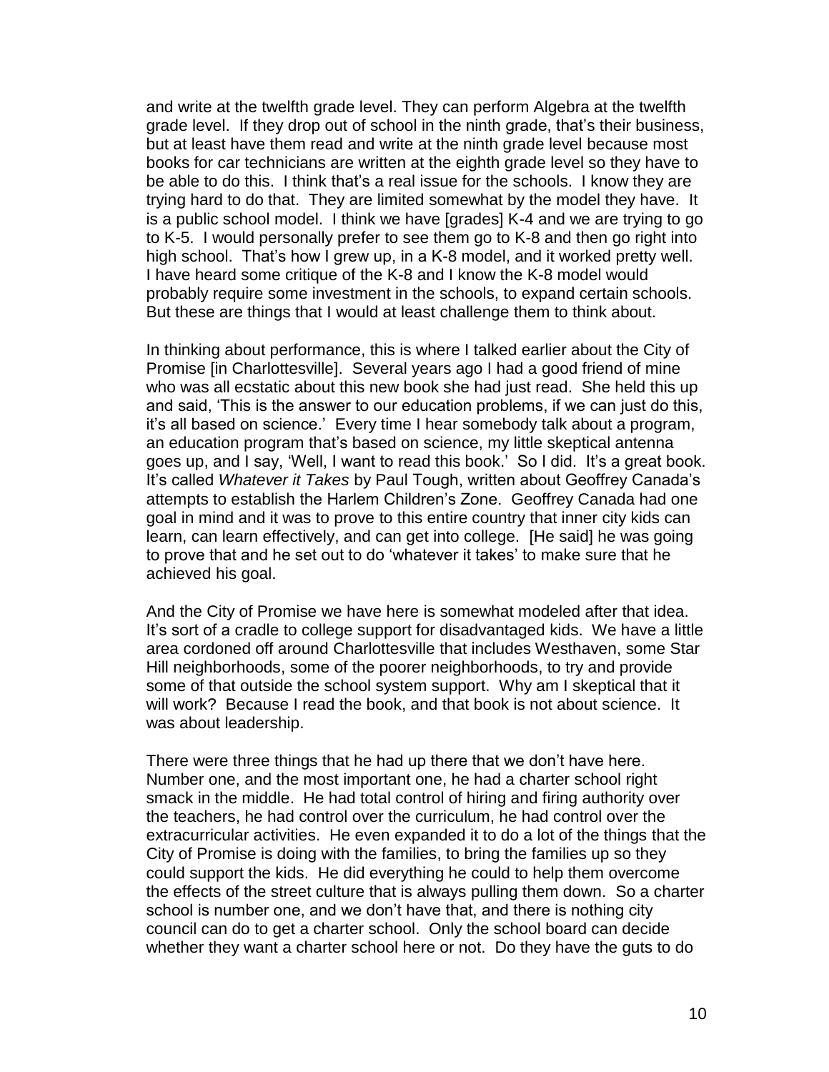and write at the twelfth grade level. They can perform Algebra at the twelfth grade level. If they drop out of school in the ninth grade, that's their business, but at least have them read and write at the ninth grade level because most books for car technicians are written at the eighth grade level so they have to be able to do this. I think that's a real issue for the schools. I know they are trying hard to do that. They are limited somewhat by the model they have. It is a public school model. I think we have [grades] K-4 and we are trying to go to K-5. I would personally prefer to see them go to K-8 and then go right into high school. That's how I grew up, in a K-8 model, and it worked pretty well. I have heard some critique of the K-8 and I know the K-8 model would probably require some investment in the schools, to expand certain schools. But these are things that I would at least challenge them to think about.

In thinking about performance, this is where I talked earlier about the City of Promise [in Charlottesville]. Several years ago I had a good friend of mine who was all ecstatic about this new book she had just read. She held this up and said, 'This is the answer to our education problems, if we can just do this, it's all based on science.' Every time I hear somebody talk about a program, an education program that's based on science, my little skeptical antenna goes up, and I say, 'Well, I want to read this book.' So I did. It's a great book. It's called *Whatever it Takes* by Paul Tough, written about Geoffrey Canada's attempts to establish the Harlem Children's Zone. Geoffrey Canada had one goal in mind and it was to prove to this entire country that inner city kids can learn, can learn effectively, and can get into college. [He said] he was going to prove that and he set out to do 'whatever it takes' to make sure that he achieved his goal.

And the City of Promise we have here is somewhat modeled after that idea. It's sort of a cradle to college support for disadvantaged kids. We have a little area cordoned off around Charlottesville that includes Westhaven, some Star Hill neighborhoods, some of the poorer neighborhoods, to try and provide some of that outside the school system support. Why am I skeptical that it will work? Because I read the book, and that book is not about science. It was about leadership.

There were three things that he had up there that we don't have here. Number one, and the most important one, he had a charter school right smack in the middle. He had total control of hiring and firing authority over the teachers, he had control over the curriculum, he had control over the extracurricular activities. He even expanded it to do a lot of the things that the City of Promise is doing with the families, to bring the families up so they could support the kids. He did everything he could to help them overcome the effects of the street culture that is always pulling them down. So a charter school is number one, and we don't have that, and there is nothing city council can do to get a charter school. Only the school board can decide whether they want a charter school here or not. Do they have the guts to do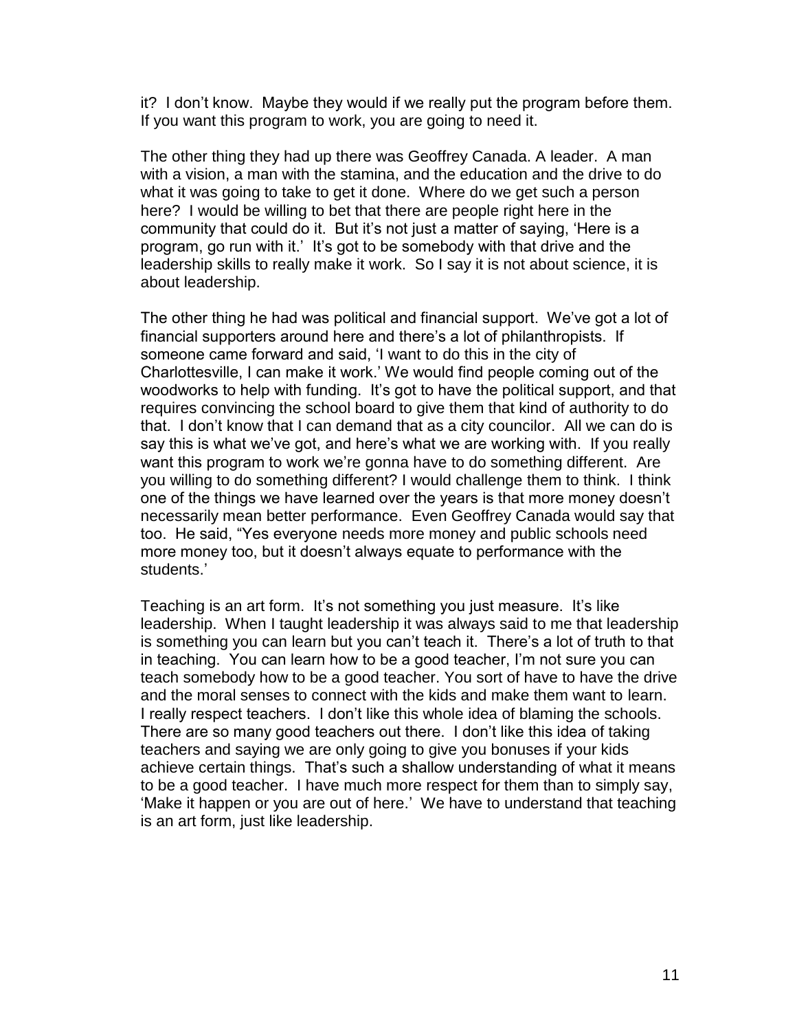it? I don't know. Maybe they would if we really put the program before them. If you want this program to work, you are going to need it.

The other thing they had up there was Geoffrey Canada. A leader. A man with a vision, a man with the stamina, and the education and the drive to do what it was going to take to get it done. Where do we get such a person here? I would be willing to bet that there are people right here in the community that could do it. But it's not just a matter of saying, 'Here is a program, go run with it.' It's got to be somebody with that drive and the leadership skills to really make it work. So I say it is not about science, it is about leadership.

The other thing he had was political and financial support. We've got a lot of financial supporters around here and there's a lot of philanthropists. If someone came forward and said, 'I want to do this in the city of Charlottesville, I can make it work.' We would find people coming out of the woodworks to help with funding. It's got to have the political support, and that requires convincing the school board to give them that kind of authority to do that. I don't know that I can demand that as a city councilor. All we can do is say this is what we've got, and here's what we are working with. If you really want this program to work we're gonna have to do something different. Are you willing to do something different? I would challenge them to think. I think one of the things we have learned over the years is that more money doesn't necessarily mean better performance. Even Geoffrey Canada would say that too. He said, "Yes everyone needs more money and public schools need more money too, but it doesn't always equate to performance with the students.'

Teaching is an art form. It's not something you just measure. It's like leadership. When I taught leadership it was always said to me that leadership is something you can learn but you can't teach it. There's a lot of truth to that in teaching. You can learn how to be a good teacher, I'm not sure you can teach somebody how to be a good teacher. You sort of have to have the drive and the moral senses to connect with the kids and make them want to learn. I really respect teachers. I don't like this whole idea of blaming the schools. There are so many good teachers out there. I don't like this idea of taking teachers and saying we are only going to give you bonuses if your kids achieve certain things. That's such a shallow understanding of what it means to be a good teacher. I have much more respect for them than to simply say, 'Make it happen or you are out of here.' We have to understand that teaching is an art form, just like leadership.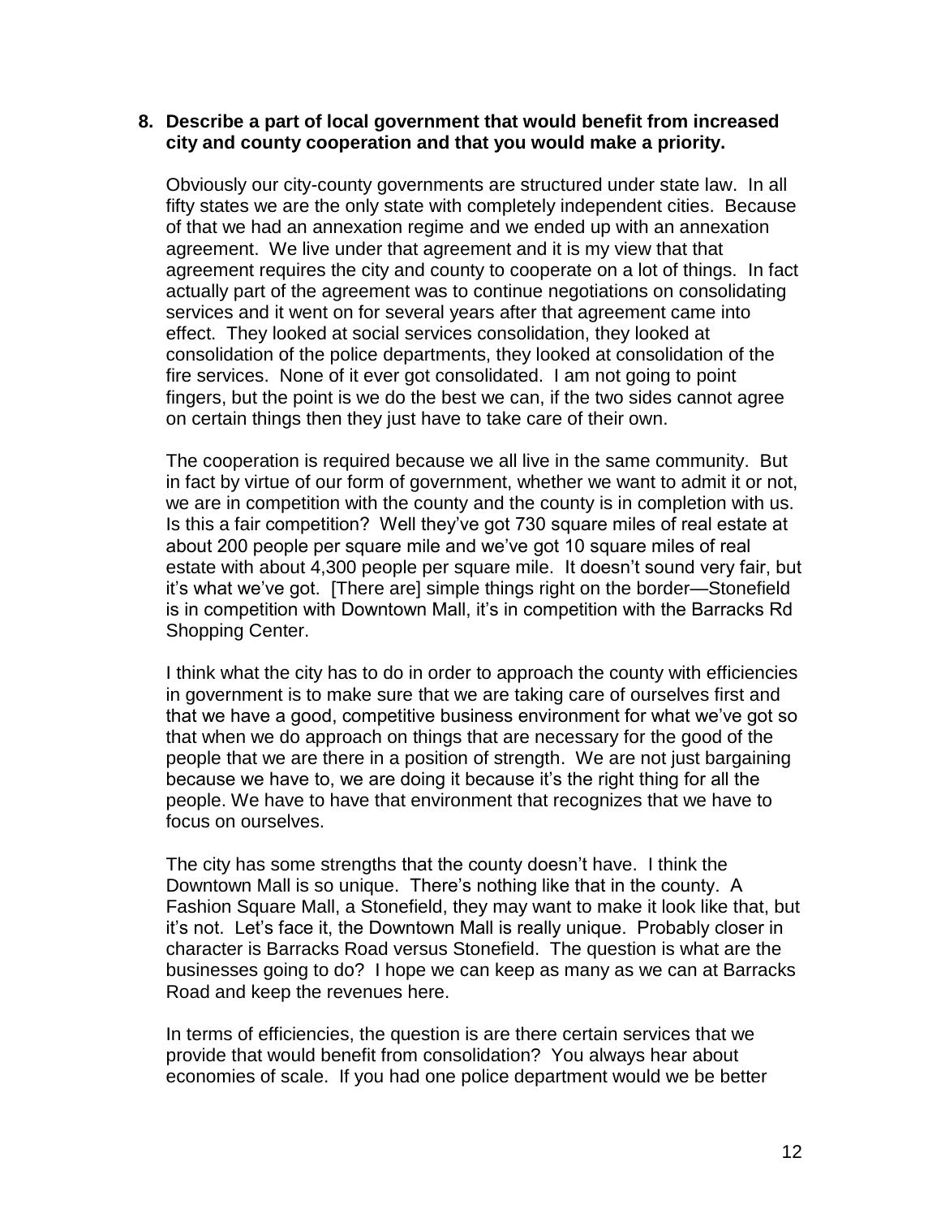**8. Describe a part of local government that would benefit from increased city and county cooperation and that you would make a priority.**

Obviously our city-county governments are structured under state law. In all fifty states we are the only state with completely independent cities. Because of that we had an annexation regime and we ended up with an annexation agreement. We live under that agreement and it is my view that that agreement requires the city and county to cooperate on a lot of things. In fact actually part of the agreement was to continue negotiations on consolidating services and it went on for several years after that agreement came into effect. They looked at social services consolidation, they looked at consolidation of the police departments, they looked at consolidation of the fire services. None of it ever got consolidated. I am not going to point fingers, but the point is we do the best we can, if the two sides cannot agree on certain things then they just have to take care of their own.

The cooperation is required because we all live in the same community. But in fact by virtue of our form of government, whether we want to admit it or not, we are in competition with the county and the county is in completion with us. Is this a fair competition? Well they've got 730 square miles of real estate at about 200 people per square mile and we've got 10 square miles of real estate with about 4,300 people per square mile. It doesn't sound very fair, but it's what we've got. [There are] simple things right on the border—Stonefield is in competition with Downtown Mall, it's in competition with the Barracks Rd Shopping Center.

I think what the city has to do in order to approach the county with efficiencies in government is to make sure that we are taking care of ourselves first and that we have a good, competitive business environment for what we've got so that when we do approach on things that are necessary for the good of the people that we are there in a position of strength. We are not just bargaining because we have to, we are doing it because it's the right thing for all the people. We have to have that environment that recognizes that we have to focus on ourselves.

The city has some strengths that the county doesn't have. I think the Downtown Mall is so unique. There's nothing like that in the county. A Fashion Square Mall, a Stonefield, they may want to make it look like that, but it's not. Let's face it, the Downtown Mall is really unique. Probably closer in character is Barracks Road versus Stonefield. The question is what are the businesses going to do? I hope we can keep as many as we can at Barracks Road and keep the revenues here.

In terms of efficiencies, the question is are there certain services that we provide that would benefit from consolidation? You always hear about economies of scale. If you had one police department would we be better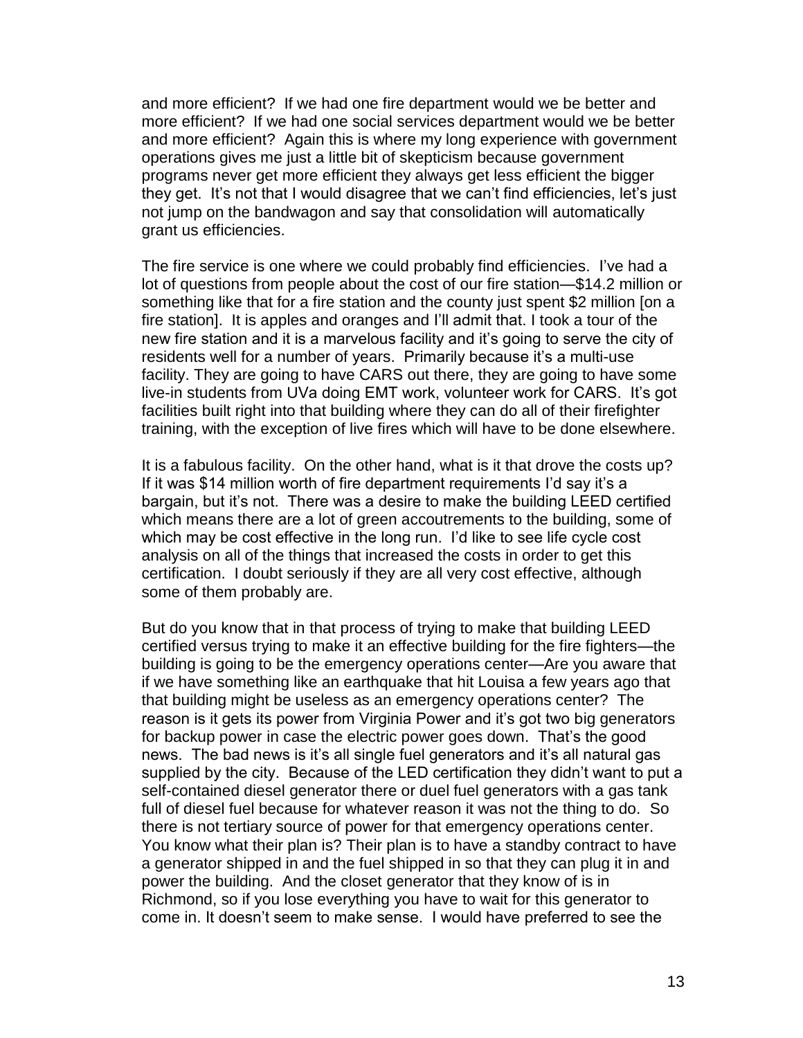and more efficient? If we had one fire department would we be better and more efficient? If we had one social services department would we be better and more efficient? Again this is where my long experience with government operations gives me just a little bit of skepticism because government programs never get more efficient they always get less efficient the bigger they get. It's not that I would disagree that we can't find efficiencies, let's just not jump on the bandwagon and say that consolidation will automatically grant us efficiencies.

The fire service is one where we could probably find efficiencies. I've had a lot of questions from people about the cost of our fire station—$14.2 million or something like that for a fire station and the county just spent $2 million [on a fire station]. It is apples and oranges and I'll admit that. I took a tour of the new fire station and it is a marvelous facility and it's going to serve the city of residents well for a number of years. Primarily because it's a multi-use facility. They are going to have CARS out there, they are going to have some live-in students from UVa doing EMT work, volunteer work for CARS. It's got facilities built right into that building where they can do all of their firefighter training, with the exception of live fires which will have to be done elsewhere.

It is a fabulous facility. On the other hand, what is it that drove the costs up? If it was $14 million worth of fire department requirements I'd say it's a bargain, but it's not. There was a desire to make the building LEED certified which means there are a lot of green accoutrements to the building, some of which may be cost effective in the long run. I'd like to see life cycle cost analysis on all of the things that increased the costs in order to get this certification. I doubt seriously if they are all very cost effective, although some of them probably are.

But do you know that in that process of trying to make that building LEED certified versus trying to make it an effective building for the fire fighters—the building is going to be the emergency operations center—Are you aware that if we have something like an earthquake that hit Louisa a few years ago that that building might be useless as an emergency operations center? The reason is it gets its power from Virginia Power and it's got two big generators for backup power in case the electric power goes down. That's the good news. The bad news is it's all single fuel generators and it's all natural gas supplied by the city. Because of the LED certification they didn't want to put a self-contained diesel generator there or duel fuel generators with a gas tank full of diesel fuel because for whatever reason it was not the thing to do. So there is not tertiary source of power for that emergency operations center. You know what their plan is? Their plan is to have a standby contract to have a generator shipped in and the fuel shipped in so that they can plug it in and power the building. And the closet generator that they know of is in Richmond, so if you lose everything you have to wait for this generator to come in. It doesn't seem to make sense. I would have preferred to see the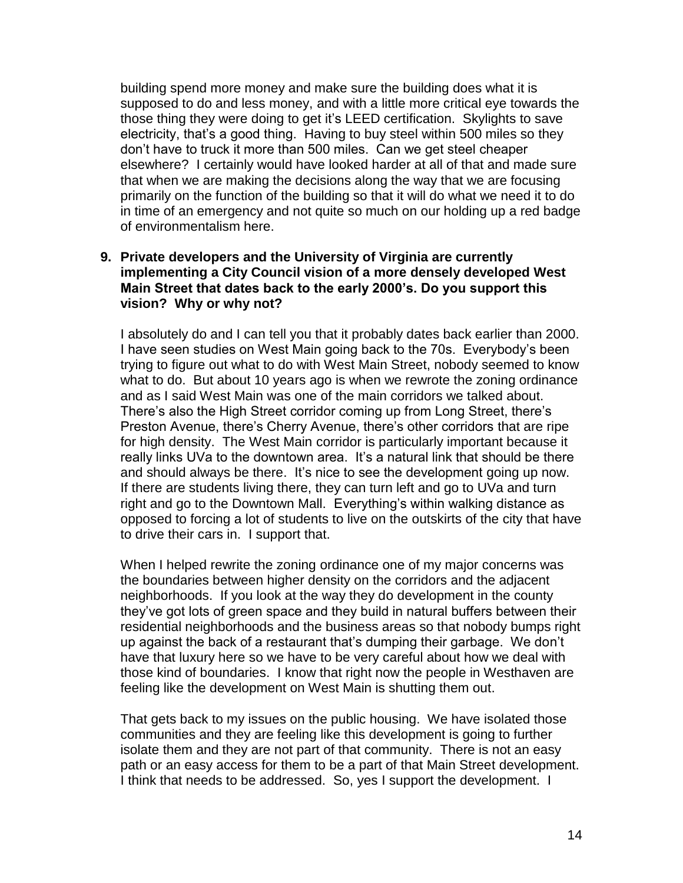building spend more money and make sure the building does what it is supposed to do and less money, and with a little more critical eye towards the those thing they were doing to get it's LEED certification. Skylights to save electricity, that's a good thing. Having to buy steel within 500 miles so they don't have to truck it more than 500 miles. Can we get steel cheaper elsewhere? I certainly would have looked harder at all of that and made sure that when we are making the decisions along the way that we are focusing primarily on the function of the building so that it will do what we need it to do in time of an emergency and not quite so much on our holding up a red badge of environmentalism here.

**9. Private developers and the University of Virginia are currently implementing a City Council vision of a more densely developed West Main Street that dates back to the early 2000's. Do you support this vision? Why or why not?**

I absolutely do and I can tell you that it probably dates back earlier than 2000. I have seen studies on West Main going back to the 70s. Everybody's been trying to figure out what to do with West Main Street, nobody seemed to know what to do. But about 10 years ago is when we rewrote the zoning ordinance and as I said West Main was one of the main corridors we talked about. There's also the High Street corridor coming up from Long Street, there's Preston Avenue, there's Cherry Avenue, there's other corridors that are ripe for high density. The West Main corridor is particularly important because it really links UVa to the downtown area. It's a natural link that should be there and should always be there. It's nice to see the development going up now. If there are students living there, they can turn left and go to UVa and turn right and go to the Downtown Mall. Everything's within walking distance as opposed to forcing a lot of students to live on the outskirts of the city that have to drive their cars in. I support that.

When I helped rewrite the zoning ordinance one of my major concerns was the boundaries between higher density on the corridors and the adjacent neighborhoods. If you look at the way they do development in the county they've got lots of green space and they build in natural buffers between their residential neighborhoods and the business areas so that nobody bumps right up against the back of a restaurant that's dumping their garbage. We don't have that luxury here so we have to be very careful about how we deal with those kind of boundaries. I know that right now the people in Westhaven are feeling like the development on West Main is shutting them out.

That gets back to my issues on the public housing. We have isolated those communities and they are feeling like this development is going to further isolate them and they are not part of that community. There is not an easy path or an easy access for them to be a part of that Main Street development. I think that needs to be addressed. So, yes I support the development. I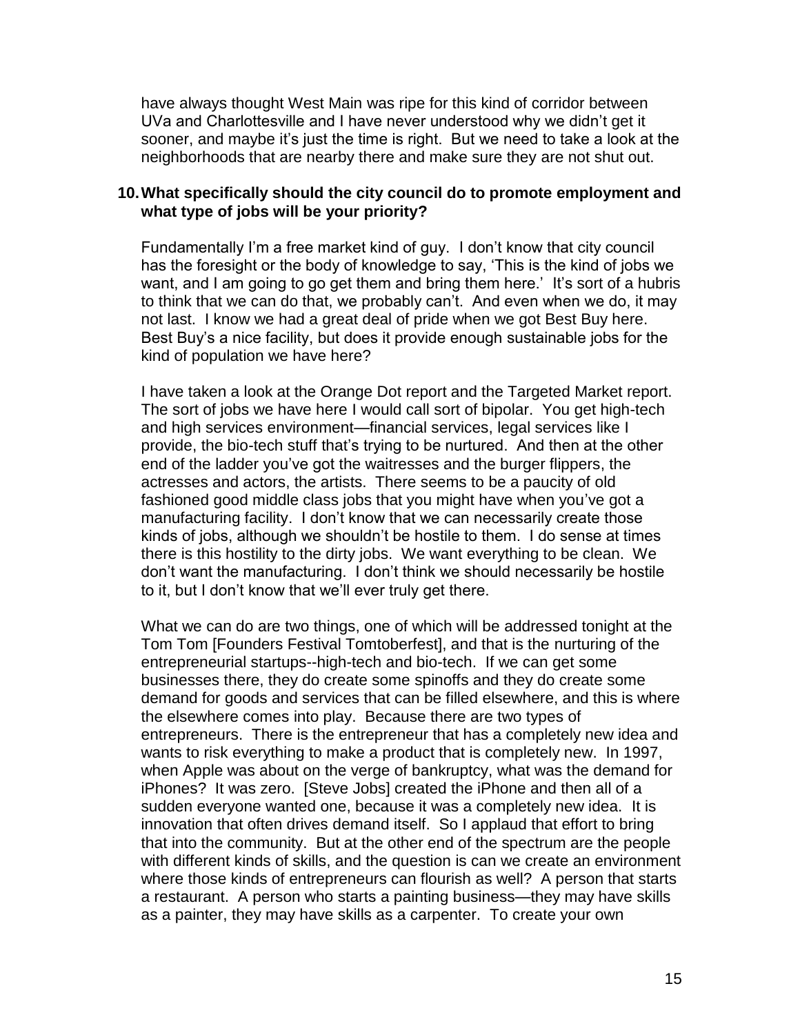have always thought West Main was ripe for this kind of corridor between UVa and Charlottesville and I have never understood why we didn't get it sooner, and maybe it's just the time is right. But we need to take a look at the neighborhoods that are nearby there and make sure they are not shut out.

**10. What specifically should the city council do to promote employment and what type of jobs will be your priority?**

Fundamentally I'm a free market kind of guy. I don't know that city council has the foresight or the body of knowledge to say, 'This is the kind of jobs we want, and I am going to go get them and bring them here.' It's sort of a hubris to think that we can do that, we probably can't. And even when we do, it may not last. I know we had a great deal of pride when we got Best Buy here. Best Buy's a nice facility, but does it provide enough sustainable jobs for the kind of population we have here?

I have taken a look at the Orange Dot report and the Targeted Market report. The sort of jobs we have here I would call sort of bipolar. You get high-tech and high services environment—financial services, legal services like I provide, the bio-tech stuff that's trying to be nurtured. And then at the other end of the ladder you've got the waitresses and the burger flippers, the actresses and actors, the artists. There seems to be a paucity of old fashioned good middle class jobs that you might have when you've got a manufacturing facility. I don't know that we can necessarily create those kinds of jobs, although we shouldn't be hostile to them. I do sense at times there is this hostility to the dirty jobs. We want everything to be clean. We don't want the manufacturing. I don't think we should necessarily be hostile to it, but I don't know that we'll ever truly get there.

What we can do are two things, one of which will be addressed tonight at the Tom Tom [Founders Festival Tomtoberfest], and that is the nurturing of the entrepreneurial startups--high-tech and bio-tech. If we can get some businesses there, they do create some spinoffs and they do create some demand for goods and services that can be filled elsewhere, and this is where the elsewhere comes into play. Because there are two types of entrepreneurs. There is the entrepreneur that has a completely new idea and wants to risk everything to make a product that is completely new. In 1997, when Apple was about on the verge of bankruptcy, what was the demand for iPhones? It was zero. [Steve Jobs] created the iPhone and then all of a sudden everyone wanted one, because it was a completely new idea. It is innovation that often drives demand itself. So I applaud that effort to bring that into the community. But at the other end of the spectrum are the people with different kinds of skills, and the question is can we create an environment where those kinds of entrepreneurs can flourish as well? A person that starts a restaurant. A person who starts a painting business—they may have skills as a painter, they may have skills as a carpenter. To create your own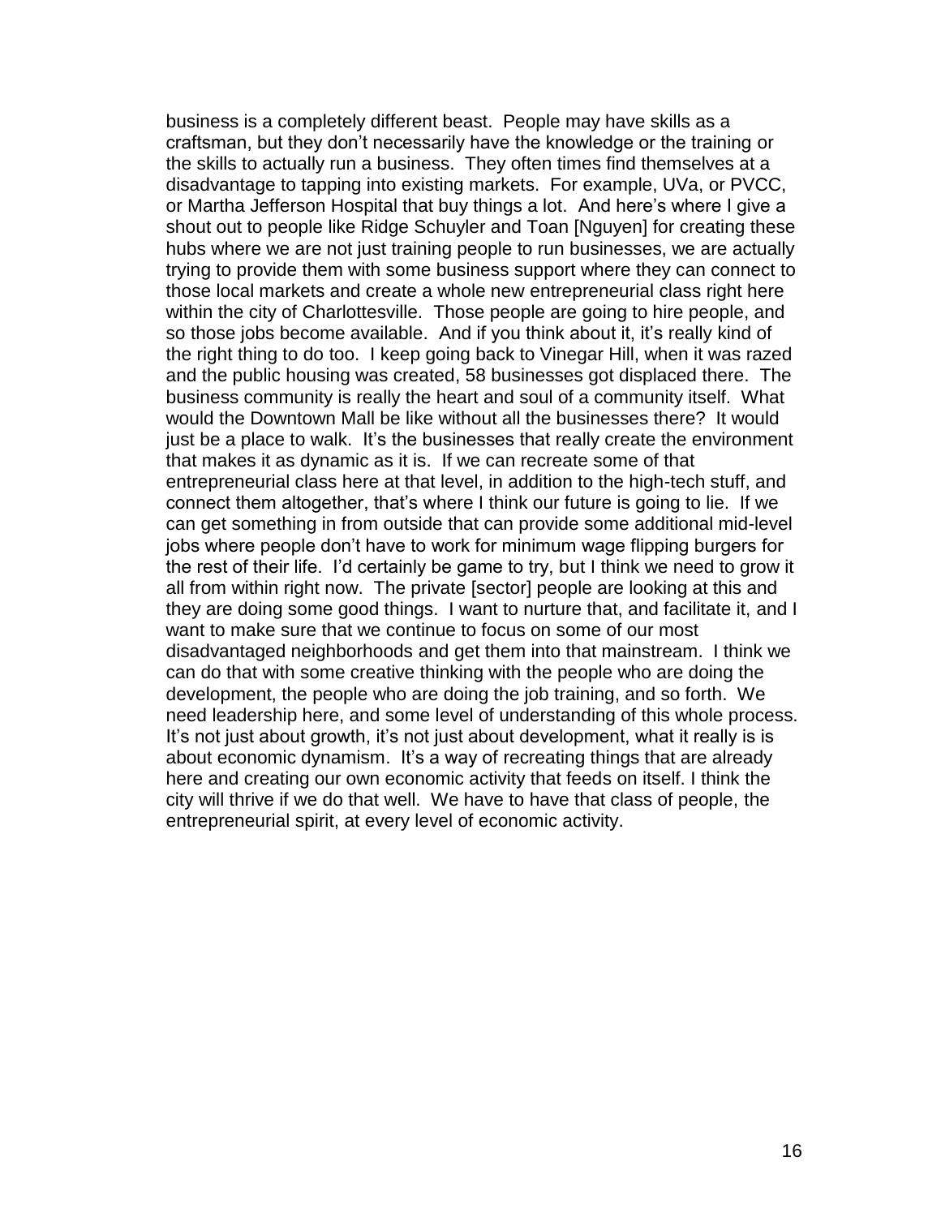business is a completely different beast. People may have skills as a craftsman, but they don't necessarily have the knowledge or the training or the skills to actually run a business. They often times find themselves at a disadvantage to tapping into existing markets. For example, UVa, or PVCC, or Martha Jefferson Hospital that buy things a lot. And here's where I give a shout out to people like Ridge Schuyler and Toan [Nguyen] for creating these hubs where we are not just training people to run businesses, we are actually trying to provide them with some business support where they can connect to those local markets and create a whole new entrepreneurial class right here within the city of Charlottesville. Those people are going to hire people, and so those jobs become available. And if you think about it, it's really kind of the right thing to do too. I keep going back to Vinegar Hill, when it was razed and the public housing was created, 58 businesses got displaced there. The business community is really the heart and soul of a community itself. What would the Downtown Mall be like without all the businesses there? It would just be a place to walk. It's the businesses that really create the environment that makes it as dynamic as it is. If we can recreate some of that entrepreneurial class here at that level, in addition to the high-tech stuff, and connect them altogether, that's where I think our future is going to lie. If we can get something in from outside that can provide some additional mid-level jobs where people don't have to work for minimum wage flipping burgers for the rest of their life. I'd certainly be game to try, but I think we need to grow it all from within right now. The private [sector] people are looking at this and they are doing some good things. I want to nurture that, and facilitate it, and I want to make sure that we continue to focus on some of our most disadvantaged neighborhoods and get them into that mainstream. I think we can do that with some creative thinking with the people who are doing the development, the people who are doing the job training, and so forth. We need leadership here, and some level of understanding of this whole process. It's not just about growth, it's not just about development, what it really is is about economic dynamism. It's a way of recreating things that are already here and creating our own economic activity that feeds on itself. I think the city will thrive if we do that well. We have to have that class of people, the entrepreneurial spirit, at every level of economic activity.